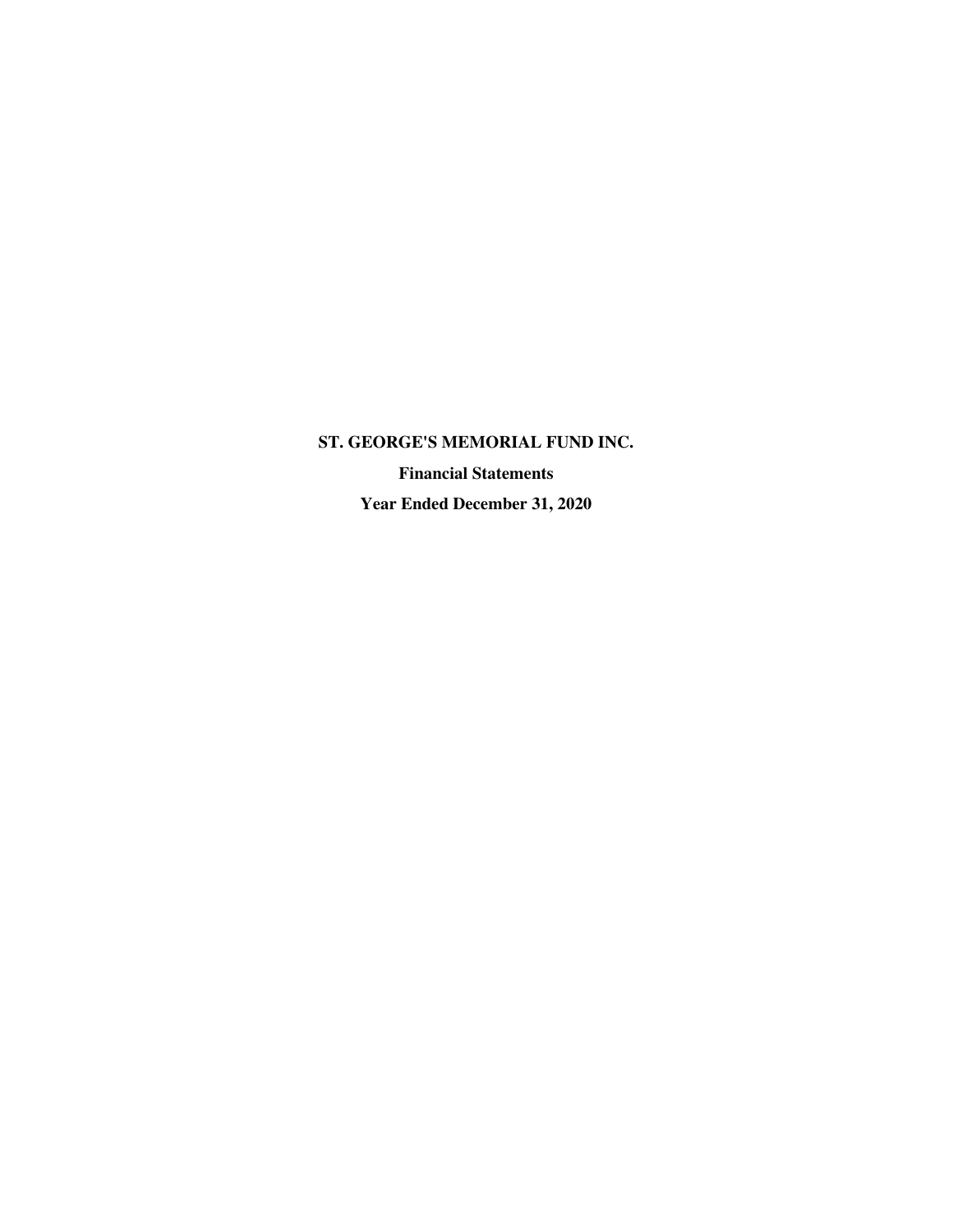# ST. GEORGE'S MEMORIAL FUND INC.

## Financial Statements

## Year Ended December 31, 2020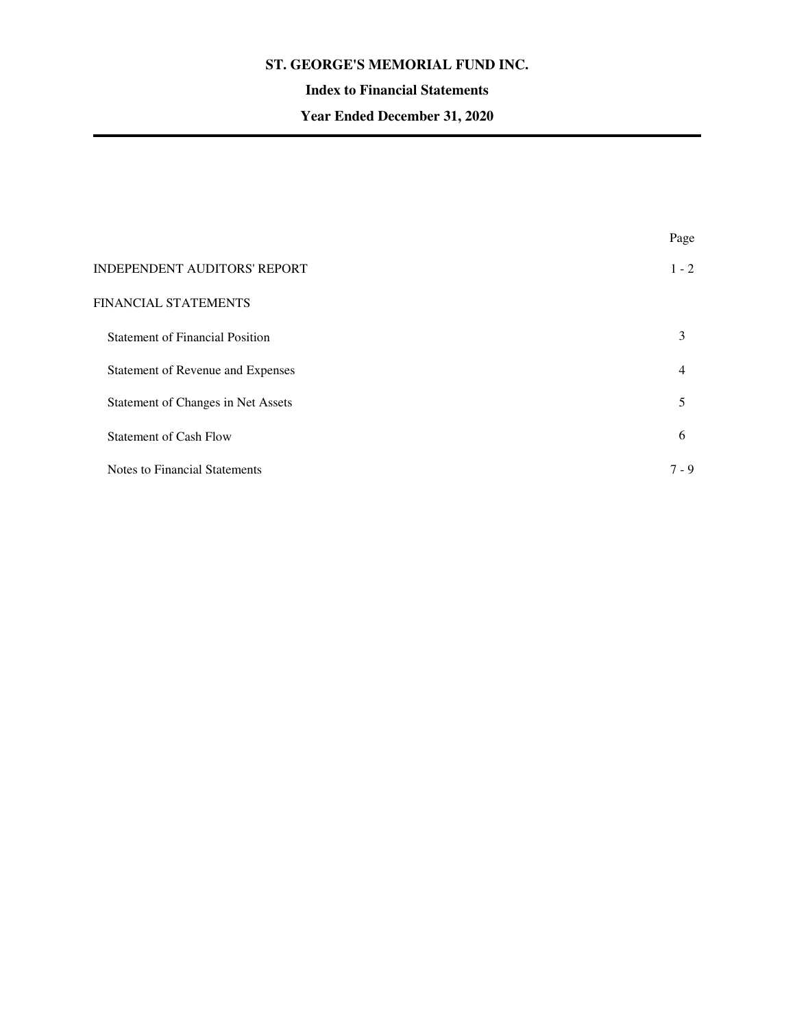# ST. GEORGE'S MEMORIAL FUND INC.

## Index to Financial Statements

## Year Ended December 31, 2020

| | Page |
|---|---|
| INDEPENDENT AUDITORS' REPORT | 1 - 2 |
| FINANCIAL STATEMENTS | |
| Statement of Financial Position | 3 |
| Statement of Revenue and Expenses | 4 |
| Statement of Changes in Net Assets | 5 |
| Statement of Cash Flow | 6 |
| Notes to Financial Statements | 7 - 9 |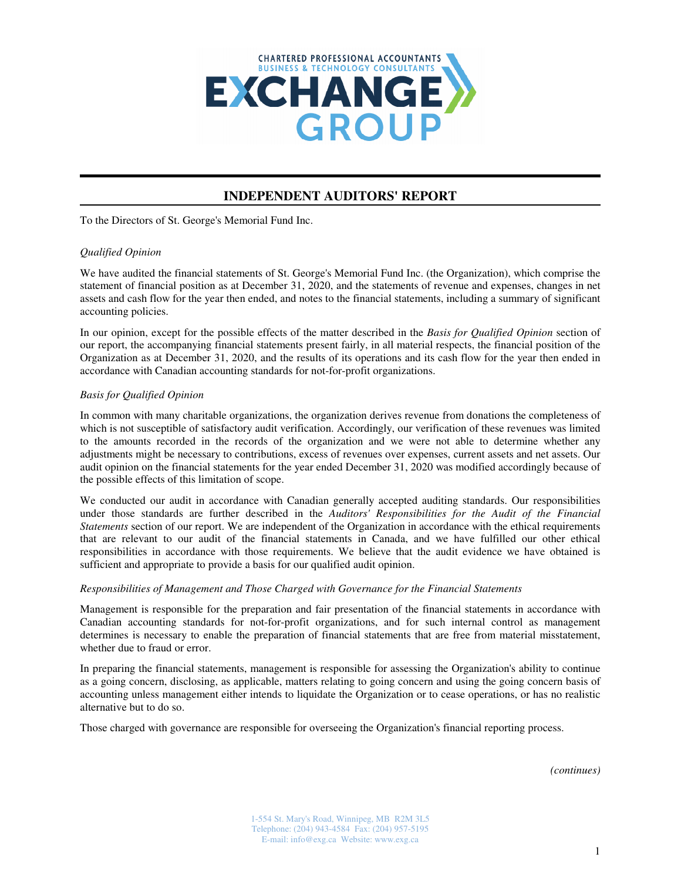# INDEPENDENT AUDITORS' REPORT

To the Directors of St. George's Memorial Fund Inc.

*Qualified Opinion*

We have audited the financial statements of St. George's Memorial Fund Inc. (the Organization), which comprise the statement of financial position as at December 31, 2020, and the statements of revenue and expenses, changes in net assets and cash flow for the year then ended, and notes to the financial statements, including a summary of significant accounting policies.

In our opinion, except for the possible effects of the matter described in the *Basis for Qualified Opinion* section of our report, the accompanying financial statements present fairly, in all material respects, the financial position of the Organization as at December 31, 2020, and the results of its operations and its cash flow for the year then ended in accordance with Canadian accounting standards for not-for-profit organizations.

*Basis for Qualified Opinion*

In common with many charitable organizations, the organization derives revenue from donations the completeness of which is not susceptible of satisfactory audit verification. Accordingly, our verification of these revenues was limited to the amounts recorded in the records of the organization and we were not able to determine whether any adjustments might be necessary to contributions, excess of revenues over expenses, current assets and net assets. Our audit opinion on the financial statements for the year ended December 31, 2020 was modified accordingly because of the possible effects of this limitation of scope.

We conducted our audit in accordance with Canadian generally accepted auditing standards. Our responsibilities under those standards are further described in the *Auditors' Responsibilities for the Audit of the Financial Statements* section of our report. We are independent of the Organization in accordance with the ethical requirements that are relevant to our audit of the financial statements in Canada, and we have fulfilled our other ethical responsibilities in accordance with those requirements. We believe that the audit evidence we have obtained is sufficient and appropriate to provide a basis for our qualified audit opinion.

*Responsibilities of Management and Those Charged with Governance for the Financial Statements*

Management is responsible for the preparation and fair presentation of the financial statements in accordance with Canadian accounting standards for not-for-profit organizations, and for such internal control as management determines is necessary to enable the preparation of financial statements that are free from material misstatement, whether due to fraud or error.

In preparing the financial statements, management is responsible for assessing the Organization's ability to continue as a going concern, disclosing, as applicable, matters relating to going concern and using the going concern basis of accounting unless management either intends to liquidate the Organization or to cease operations, or has no realistic alternative but to do so.

Those charged with governance are responsible for overseeing the Organization's financial reporting process.

*(continues)*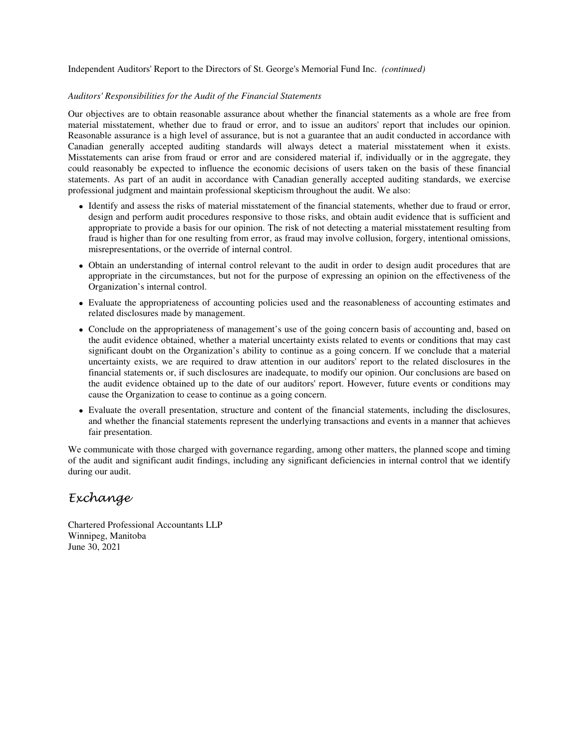Independent Auditors' Report to the Directors of St. George's Memorial Fund Inc. *(continued)*

*Auditors' Responsibilities for the Audit of the Financial Statements*

Our objectives are to obtain reasonable assurance about whether the financial statements as a whole are free from material misstatement, whether due to fraud or error, and to issue an auditors' report that includes our opinion. Reasonable assurance is a high level of assurance, but is not a guarantee that an audit conducted in accordance with Canadian generally accepted auditing standards will always detect a material misstatement when it exists. Misstatements can arise from fraud or error and are considered material if, individually or in the aggregate, they could reasonably be expected to influence the economic decisions of users taken on the basis of these financial statements. As part of an audit in accordance with Canadian generally accepted auditing standards, we exercise professional judgment and maintain professional skepticism throughout the audit. We also:

- Identify and assess the risks of material misstatement of the financial statements, whether due to fraud or error, design and perform audit procedures responsive to those risks, and obtain audit evidence that is sufficient and appropriate to provide a basis for our opinion. The risk of not detecting a material misstatement resulting from fraud is higher than for one resulting from error, as fraud may involve collusion, forgery, intentional omissions, misrepresentations, or the override of internal control.
- Obtain an understanding of internal control relevant to the audit in order to design audit procedures that are appropriate in the circumstances, but not for the purpose of expressing an opinion on the effectiveness of the Organization's internal control.
- Evaluate the appropriateness of accounting policies used and the reasonableness of accounting estimates and related disclosures made by management.
- Conclude on the appropriateness of management's use of the going concern basis of accounting and, based on the audit evidence obtained, whether a material uncertainty exists related to events or conditions that may cast significant doubt on the Organization's ability to continue as a going concern. If we conclude that a material uncertainty exists, we are required to draw attention in our auditors' report to the related disclosures in the financial statements or, if such disclosures are inadequate, to modify our opinion. Our conclusions are based on the audit evidence obtained up to the date of our auditors' report. However, future events or conditions may cause the Organization to cease to continue as a going concern.
- Evaluate the overall presentation, structure and content of the financial statements, including the disclosures, and whether the financial statements represent the underlying transactions and events in a manner that achieves fair presentation.

We communicate with those charged with governance regarding, among other matters, the planned scope and timing of the audit and significant audit findings, including any significant deficiencies in internal control that we identify during our audit.

*Exchange*

Chartered Professional Accountants LLP
Winnipeg, Manitoba
June 30, 2021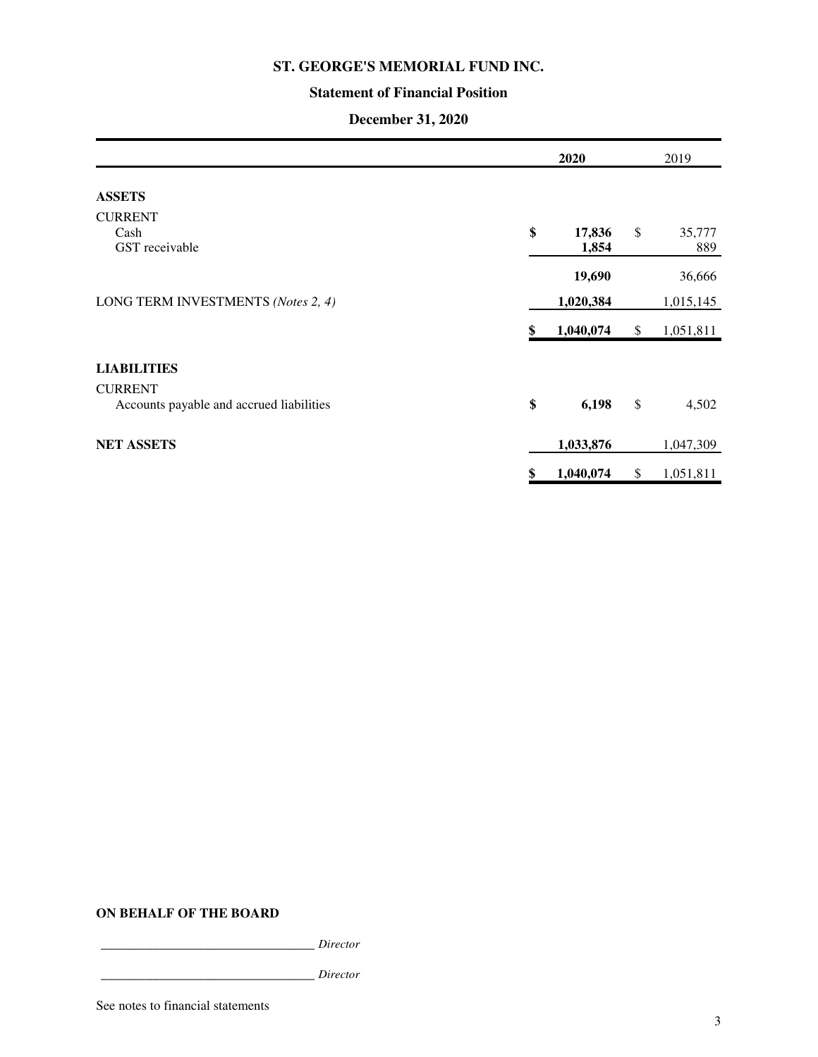# ST. GEORGE'S MEMORIAL FUND INC.

## Statement of Financial Position

### December 31, 2020

| | **2020** | 2019 |
|---|---|---|
| **ASSETS** | | |
| CURRENT | | |
| Cash | **$ 17,836** | $ 35,777 |
| GST receivable | **1,854** | 889 |
| | **19,690** | 36,666 |
| LONG TERM INVESTMENTS *(Notes 2, 4)* | **1,020,384** | 1,015,145 |
| | **$ 1,040,074** | $ 1,051,811 |
| **LIABILITIES** | | |
| CURRENT | | |
| Accounts payable and accrued liabilities | **$ 6,198** | $ 4,502 |
| **NET ASSETS** | **1,033,876** | 1,047,309 |
| | **$ 1,040,074** | $ 1,051,811 |

**ON BEHALF OF THE BOARD**

_________________________________ *Director*

_________________________________ *Director*

See notes to financial statements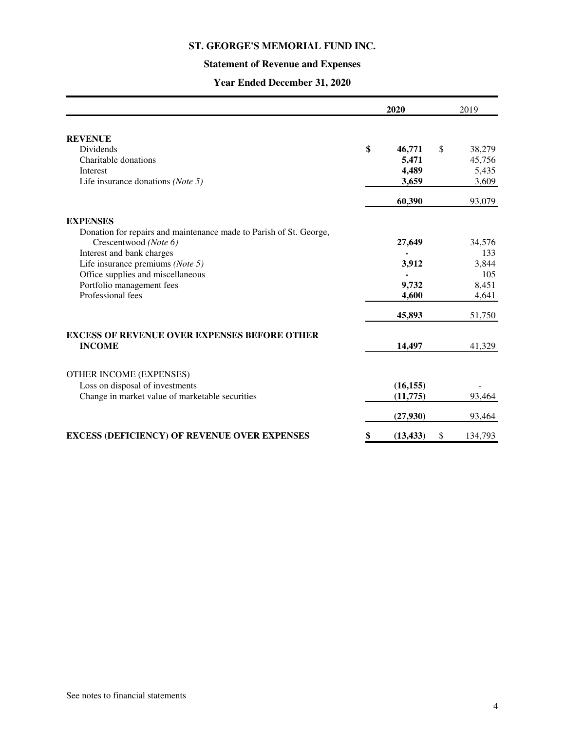# ST. GEORGE'S MEMORIAL FUND INC.

## Statement of Revenue and Expenses

### Year Ended December 31, 2020

| | **2020** | 2019 |
|---|---|---|
| **REVENUE** | | |
| Dividends | **$ 46,771** | $ 38,279 |
| Charitable donations | **5,471** | 45,756 |
| Interest | **4,489** | 5,435 |
| Life insurance donations *(Note 5)* | **3,659** | 3,609 |
| | **60,390** | 93,079 |
| **EXPENSES** | | |
| Donation for repairs and maintenance made to Parish of St. George, Crescentwood *(Note 6)* | **27,649** | 34,576 |
| Interest and bank charges | **-** | 133 |
| Life insurance premiums *(Note 5)* | **3,912** | 3,844 |
| Office supplies and miscellaneous | **-** | 105 |
| Portfolio management fees | **9,732** | 8,451 |
| Professional fees | **4,600** | 4,641 |
| | **45,893** | 51,750 |
| **EXCESS OF REVENUE OVER EXPENSES BEFORE OTHER INCOME** | **14,497** | 41,329 |
| OTHER INCOME (EXPENSES) | | |
| Loss on disposal of investments | **(16,155)** | - |
| Change in market value of marketable securities | **(11,775)** | 93,464 |
| | **(27,930)** | 93,464 |
| **EXCESS (DEFICIENCY) OF REVENUE OVER EXPENSES** | **$ (13,433)** | $ 134,793 |

See notes to financial statements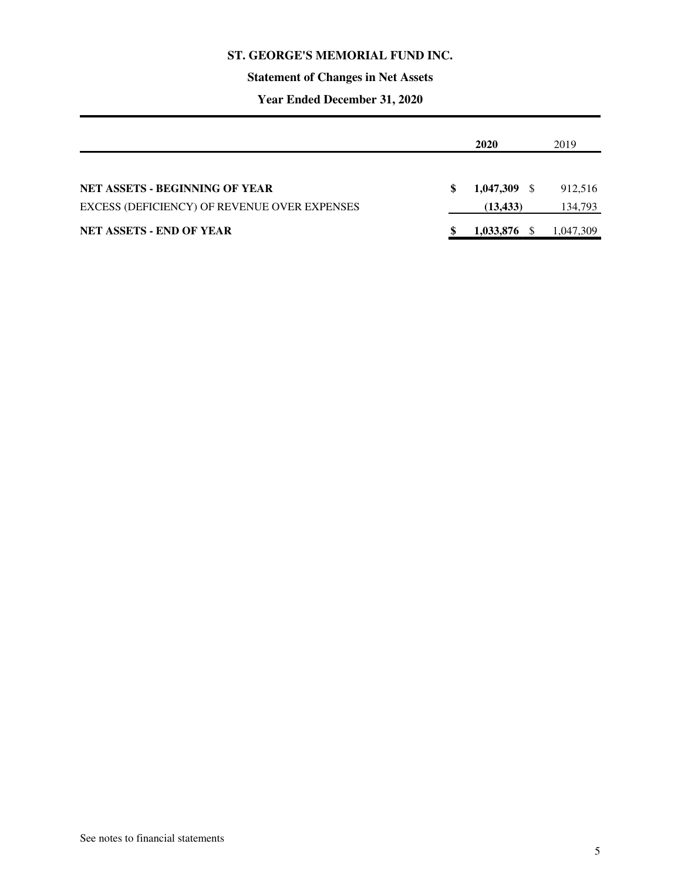# ST. GEORGE'S MEMORIAL FUND INC.

## Statement of Changes in Net Assets

### Year Ended December 31, 2020

| | 2020 | 2019 |
|---|---|---|
| **NET ASSETS - BEGINNING OF YEAR** | **$ 1,047,309** | $ 912,516 |
| EXCESS (DEFICIENCY) OF REVENUE OVER EXPENSES | **(13,433)** | 134,793 |
| **NET ASSETS - END OF YEAR** | **$ 1,033,876** | $ 1,047,309 |

See notes to financial statements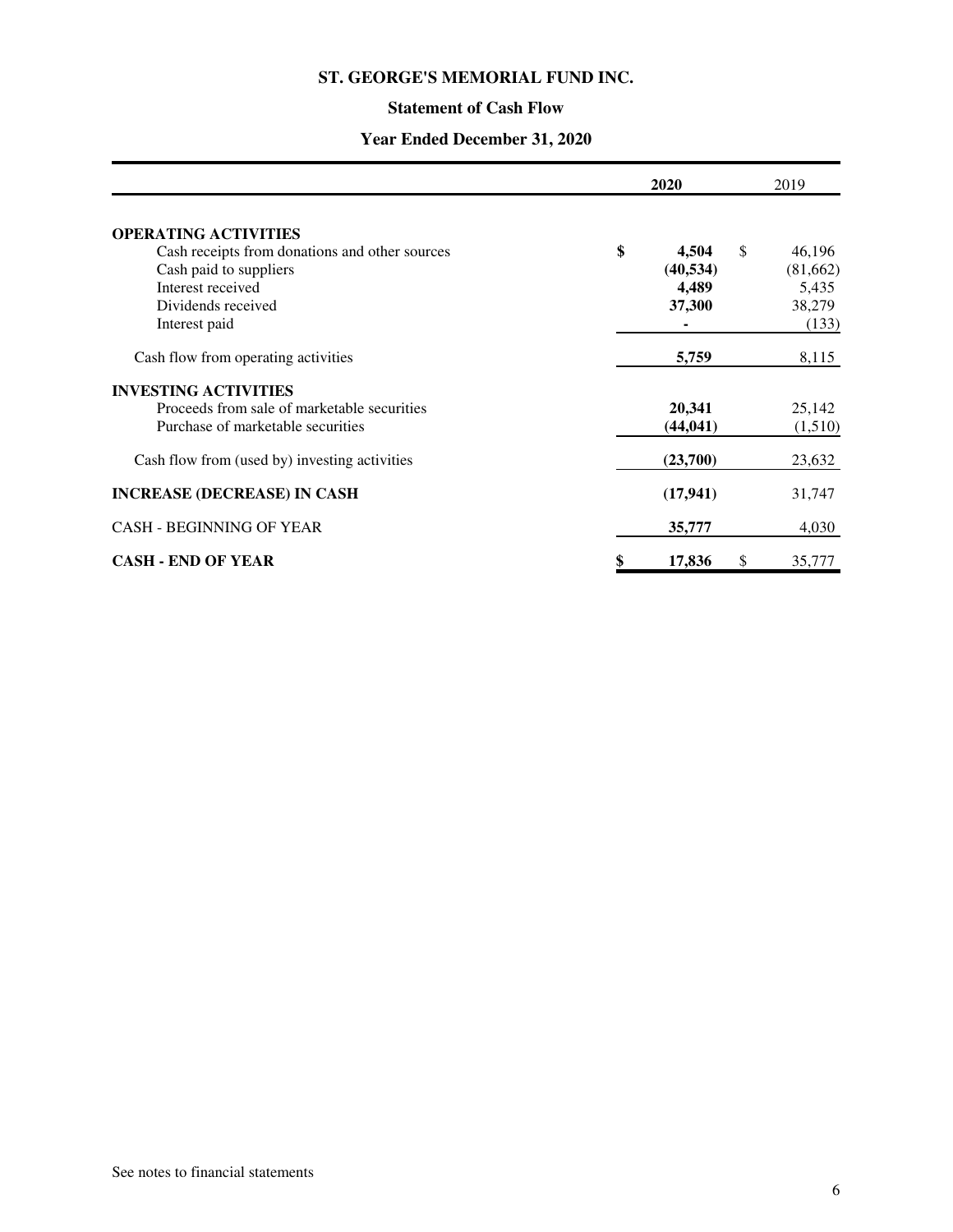# ST. GEORGE'S MEMORIAL FUND INC.

## Statement of Cash Flow

### Year Ended December 31, 2020

| | **2020** | 2019 |
|---|---|---|
| **OPERATING ACTIVITIES** | | |
| Cash receipts from donations and other sources | **$ 4,504** | $ 46,196 |
| Cash paid to suppliers | **(40,534)** | (81,662) |
| Interest received | **4,489** | 5,435 |
| Dividends received | **37,300** | 38,279 |
| Interest paid | **-** | (133) |
| Cash flow from operating activities | **5,759** | 8,115 |
| **INVESTING ACTIVITIES** | | |
| Proceeds from sale of marketable securities | **20,341** | 25,142 |
| Purchase of marketable securities | **(44,041)** | (1,510) |
| Cash flow from (used by) investing activities | **(23,700)** | 23,632 |
| **INCREASE (DECREASE) IN CASH** | **(17,941)** | 31,747 |
| CASH - BEGINNING OF YEAR | **35,777** | 4,030 |
| **CASH - END OF YEAR** | **$ 17,836** | $ 35,777 |

See notes to financial statements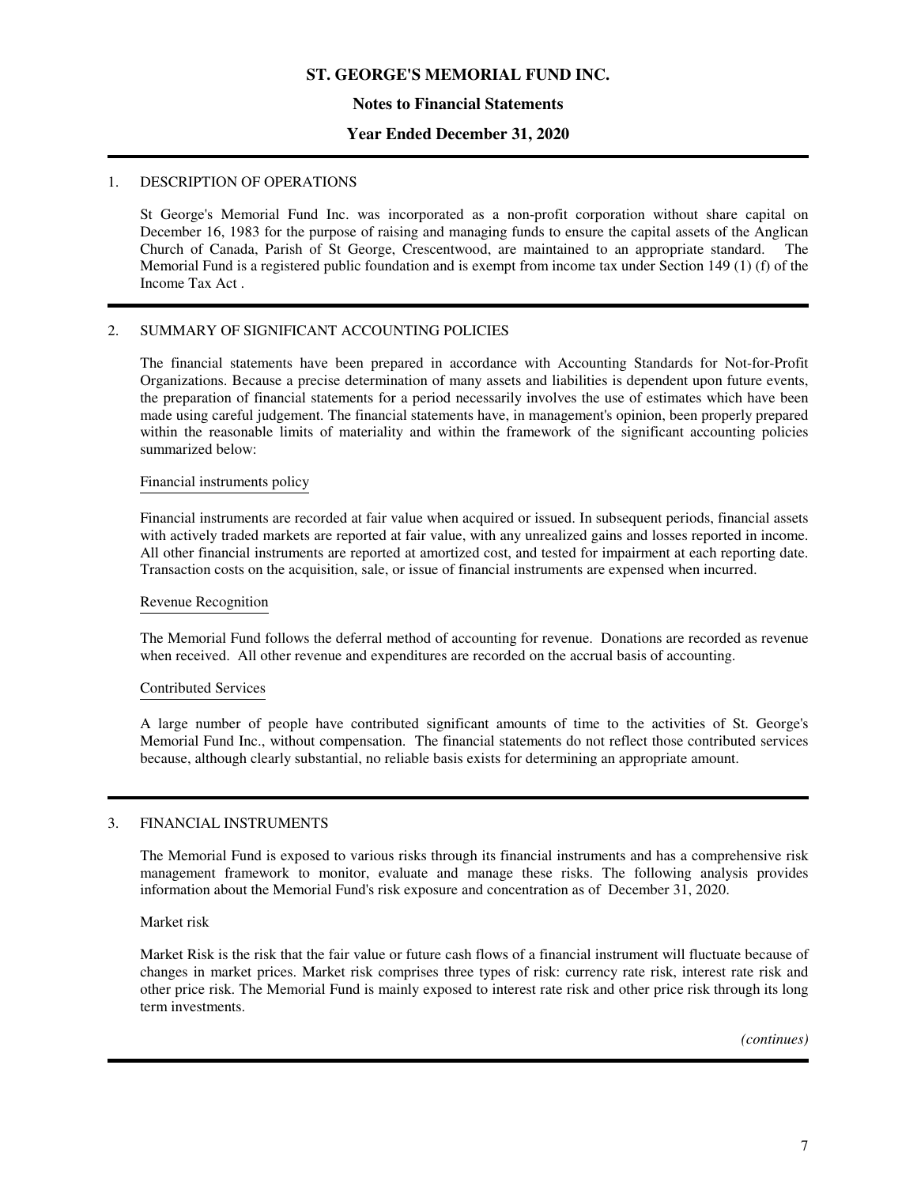# ST. GEORGE'S MEMORIAL FUND INC.

## Notes to Financial Statements

## Year Ended December 31, 2020

### 1. DESCRIPTION OF OPERATIONS

St George's Memorial Fund Inc. was incorporated as a non-profit corporation without share capital on December 16, 1983 for the purpose of raising and managing funds to ensure the capital assets of the Anglican Church of Canada, Parish of St George, Crescentwood, are maintained to an appropriate standard. The Memorial Fund is a registered public foundation and is exempt from income tax under Section 149 (1) (f) of the Income Tax Act .

### 2. SUMMARY OF SIGNIFICANT ACCOUNTING POLICIES

The financial statements have been prepared in accordance with Accounting Standards for Not-for-Profit Organizations. Because a precise determination of many assets and liabilities is dependent upon future events, the preparation of financial statements for a period necessarily involves the use of estimates which have been made using careful judgement. The financial statements have, in management's opinion, been properly prepared within the reasonable limits of materiality and within the framework of the significant accounting policies summarized below:

Financial instruments policy

Financial instruments are recorded at fair value when acquired or issued. In subsequent periods, financial assets with actively traded markets are reported at fair value, with any unrealized gains and losses reported in income. All other financial instruments are reported at amortized cost, and tested for impairment at each reporting date. Transaction costs on the acquisition, sale, or issue of financial instruments are expensed when incurred.

Revenue Recognition

The Memorial Fund follows the deferral method of accounting for revenue. Donations are recorded as revenue when received. All other revenue and expenditures are recorded on the accrual basis of accounting.

Contributed Services

A large number of people have contributed significant amounts of time to the activities of St. George's Memorial Fund Inc., without compensation. The financial statements do not reflect those contributed services because, although clearly substantial, no reliable basis exists for determining an appropriate amount.

### 3. FINANCIAL INSTRUMENTS

The Memorial Fund is exposed to various risks through its financial instruments and has a comprehensive risk management framework to monitor, evaluate and manage these risks. The following analysis provides information about the Memorial Fund's risk exposure and concentration as of December 31, 2020.

Market risk

Market Risk is the risk that the fair value or future cash flows of a financial instrument will fluctuate because of changes in market prices. Market risk comprises three types of risk: currency rate risk, interest rate risk and other price risk. The Memorial Fund is mainly exposed to interest rate risk and other price risk through its long term investments.

*(continues)*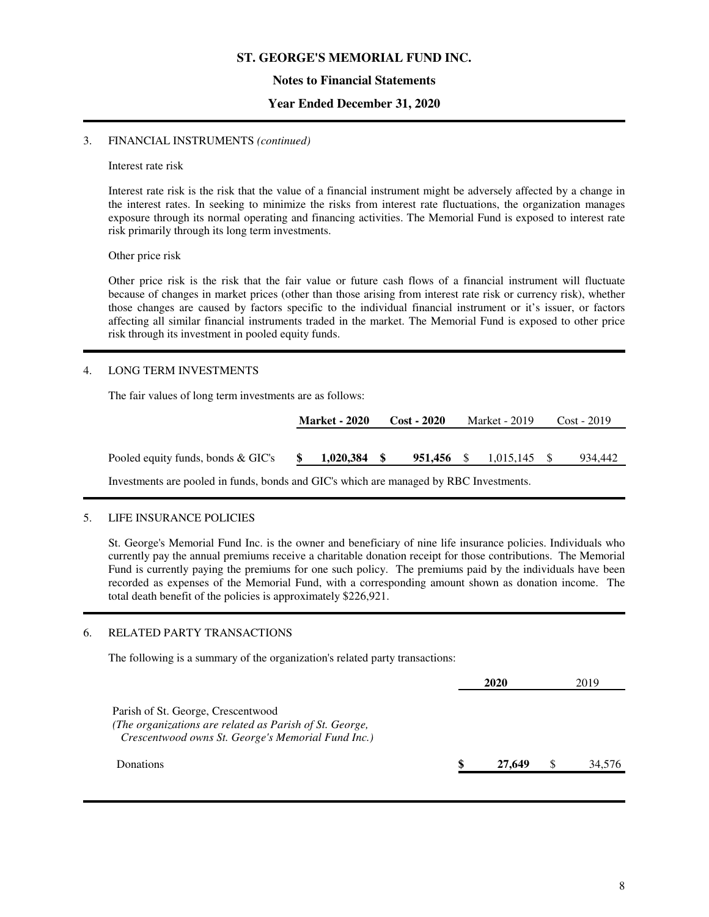# ST. GEORGE'S MEMORIAL FUND INC.

## Notes to Financial Statements

## Year Ended December 31, 2020

### 3. FINANCIAL INSTRUMENTS *(continued)*

Interest rate risk

Interest rate risk is the risk that the value of a financial instrument might be adversely affected by a change in the interest rates. In seeking to minimize the risks from interest rate fluctuations, the organization manages exposure through its normal operating and financing activities. The Memorial Fund is exposed to interest rate risk primarily through its long term investments.

Other price risk

Other price risk is the risk that the fair value or future cash flows of a financial instrument will fluctuate because of changes in market prices (other than those arising from interest rate risk or currency risk), whether those changes are caused by factors specific to the individual financial instrument or it's issuer, or factors affecting all similar financial instruments traded in the market. The Memorial Fund is exposed to other price risk through its investment in pooled equity funds.

### 4. LONG TERM INVESTMENTS

The fair values of long term investments are as follows:

| | **Market - 2020** | **Cost - 2020** | Market - 2019 | Cost - 2019 |
|---|---|---|---|---|
| Pooled equity funds, bonds & GIC's | **$ 1,020,384** | **$ 951,456** | $ 1,015,145 | $ 934,442 |

Investments are pooled in funds, bonds and GIC's which are managed by RBC Investments.

### 5. LIFE INSURANCE POLICIES

St. George's Memorial Fund Inc. is the owner and beneficiary of nine life insurance policies. Individuals who currently pay the annual premiums receive a charitable donation receipt for those contributions. The Memorial Fund is currently paying the premiums for one such policy. The premiums paid by the individuals have been recorded as expenses of the Memorial Fund, with a corresponding amount shown as donation income. The total death benefit of the policies is approximately $226,921.

### 6. RELATED PARTY TRANSACTIONS

The following is a summary of the organization's related party transactions:

| | **2020** | 2019 |
|---|---|---|
| Parish of St. George, Crescentwood<br>*(The organizations are related as Parish of St. George, Crescentwood owns St. George's Memorial Fund Inc.)* | | |
| Donations | **$ 27,649** | $ 34,576 |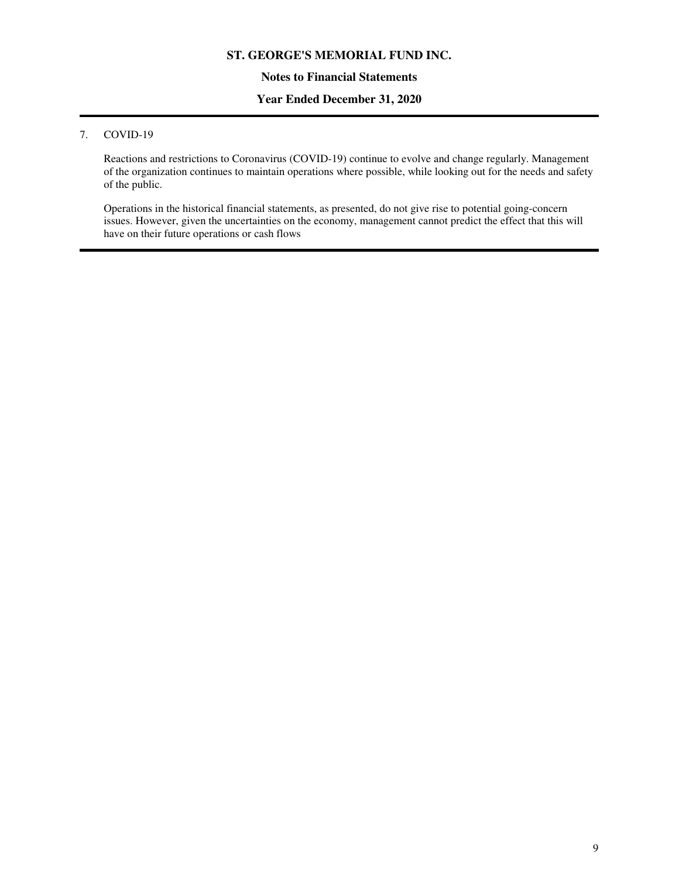# ST. GEORGE'S MEMORIAL FUND INC.

## Notes to Financial Statements

## Year Ended December 31, 2020

7. COVID-19

Reactions and restrictions to Coronavirus (COVID-19) continue to evolve and change regularly. Management of the organization continues to maintain operations where possible, while looking out for the needs and safety of the public.

Operations in the historical financial statements, as presented, do not give rise to potential going-concern issues. However, given the uncertainties on the economy, management cannot predict the effect that this will have on their future operations or cash flows